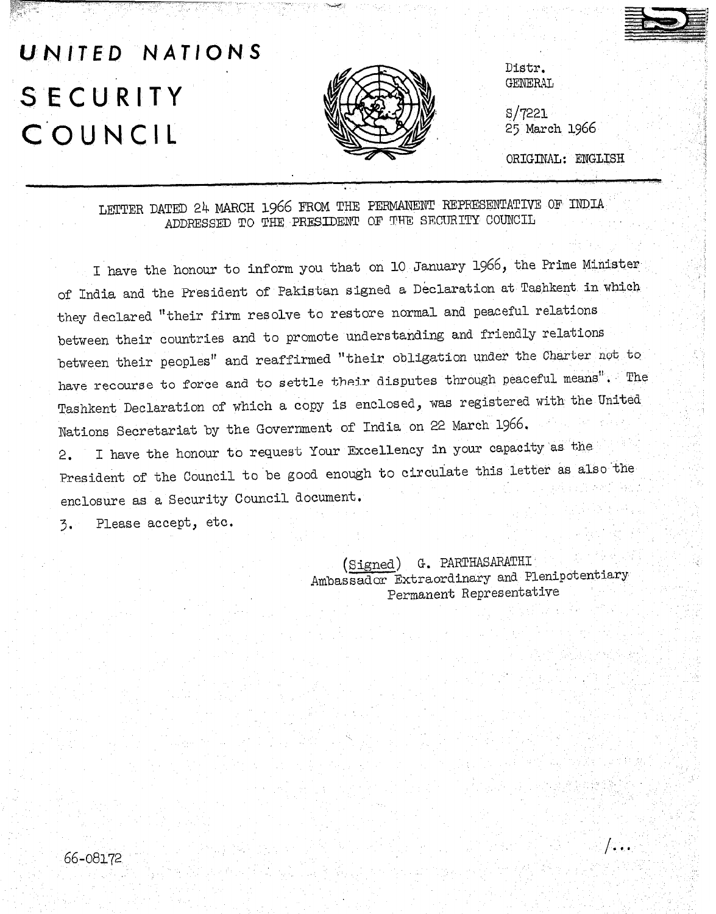# UNITED NATIONS

# SECURITY COUNCIL

Distr.
GENERAL

S/7221
25 March 1966

ORIGINAL: ENGLISH

LETTER DATED 24 MARCH 1966 FROM THE PERMANENT REPRESENTATIVE OF INDIA ADDRESSED TO THE PRESIDENT OF THE SECURITY COUNCIL

I have the honour to inform you that on 10 January 1966, the Prime Minister of India and the President of Pakistan signed a Declaration at Tashkent in which they declared "their firm resolve to restore normal and peaceful relations between their countries and to promote understanding and friendly relations between their peoples" and reaffirmed "their obligation under the Charter not to have recourse to force and to settle their disputes through peaceful means". The Tashkent Declaration of which a copy is enclosed, was registered with the United Nations Secretariat by the Government of India on 22 March 1966.

2. I have the honour to request Your Excellency in your capacity as the President of the Council to be good enough to circulate this letter as also the enclosure as a Security Council document.

3. Please accept, etc.

(Signed) G. PARTHASARATHI
Ambassador Extraordinary and Plenipotentiary
Permanent Representative

66-08172

/...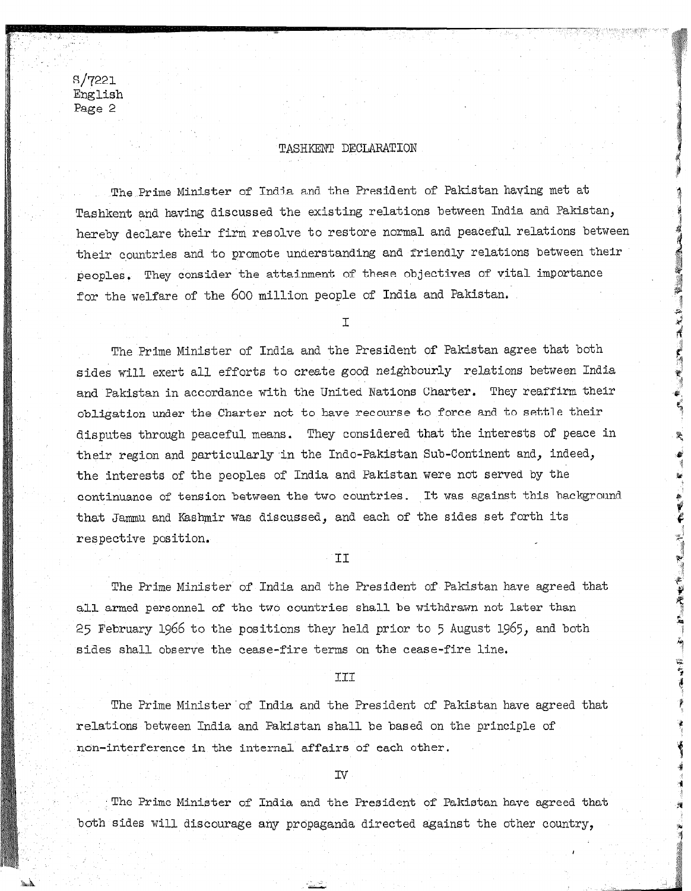# TASHKENT DECLARATION

The Prime Minister of India and the President of Pakistan having met at Tashkent and having discussed the existing relations between India and Pakistan, hereby declare their firm resolve to restore normal and peaceful relations between their countries and to promote understanding and friendly relations between their peoples. They consider the attainment of these objectives of vital importance for the welfare of the 600 million people of India and Pakistan.

## I

The Prime Minister of India and the President of Pakistan agree that both sides will exert all efforts to create good neighbourly relations between India and Pakistan in accordance with the United Nations Charter. They reaffirm their obligation under the Charter not to have recourse to force and to settle their disputes through peaceful means. They considered that the interests of peace in their region and particularly in the Indo-Pakistan Sub-Continent and, indeed, the interests of the peoples of India and Pakistan were not served by the continuance of tension between the two countries. It was against this background that Jammu and Kashmir was discussed, and each of the sides set forth its respective position.

## II

The Prime Minister of India and the President of Pakistan have agreed that all armed personnel of the two countries shall be withdrawn not later than 25 February 1966 to the positions they held prior to 5 August 1965, and both sides shall observe the cease-fire terms on the cease-fire line.

## III

The Prime Minister of India and the President of Pakistan have agreed that relations between India and Pakistan shall be based on the principle of non-interference in the internal affairs of each other.

## IV

The Prime Minister of India and the President of Pakistan have agreed that both sides will discourage any propaganda directed against the other country,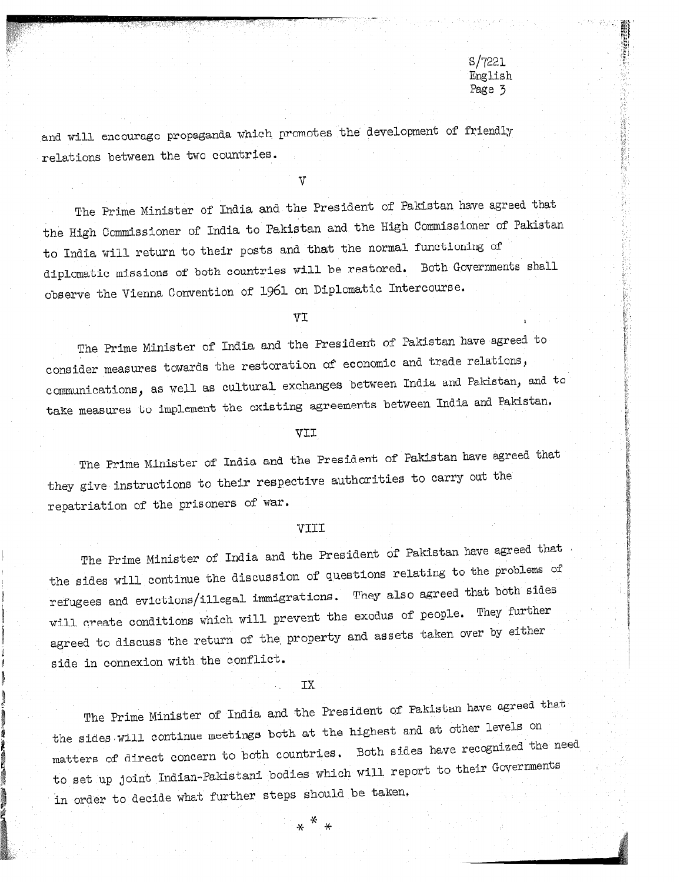and will encourage propaganda which promotes the development of friendly relations between the two countries.

V

The Prime Minister of India and the President of Pakistan have agreed that the High Commissioner of India to Pakistan and the High Commissioner of Pakistan to India will return to their posts and that the normal functioning of diplomatic missions of both countries will be restored. Both Governments shall observe the Vienna Convention of 1961 on Diplomatic Intercourse.

VI

The Prime Minister of India and the President of Pakistan have agreed to consider measures towards the restoration of economic and trade relations, communications, as well as cultural exchanges between India and Pakistan, and to take measures to implement the existing agreements between India and Pakistan.

VII

The Prime Minister of India and the President of Pakistan have agreed that they give instructions to their respective authorities to carry out the repatriation of the prisoners of war.

VIII

The Prime Minister of India and the President of Pakistan have agreed that the sides will continue the discussion of questions relating to the problems of refugees and evictions/illegal immigrations. They also agreed that both sides will create conditions which will prevent the exodus of people. They further agreed to discuss the return of the property and assets taken over by either side in connexion with the conflict.

IX

The Prime Minister of India and the President of Pakistan have agreed that the sides will continue meetings both at the highest and at other levels on matters of direct concern to both countries. Both sides have recognized the need to set up joint Indian-Pakistani bodies which will report to their Governments in order to decide what further steps should be taken.

* * *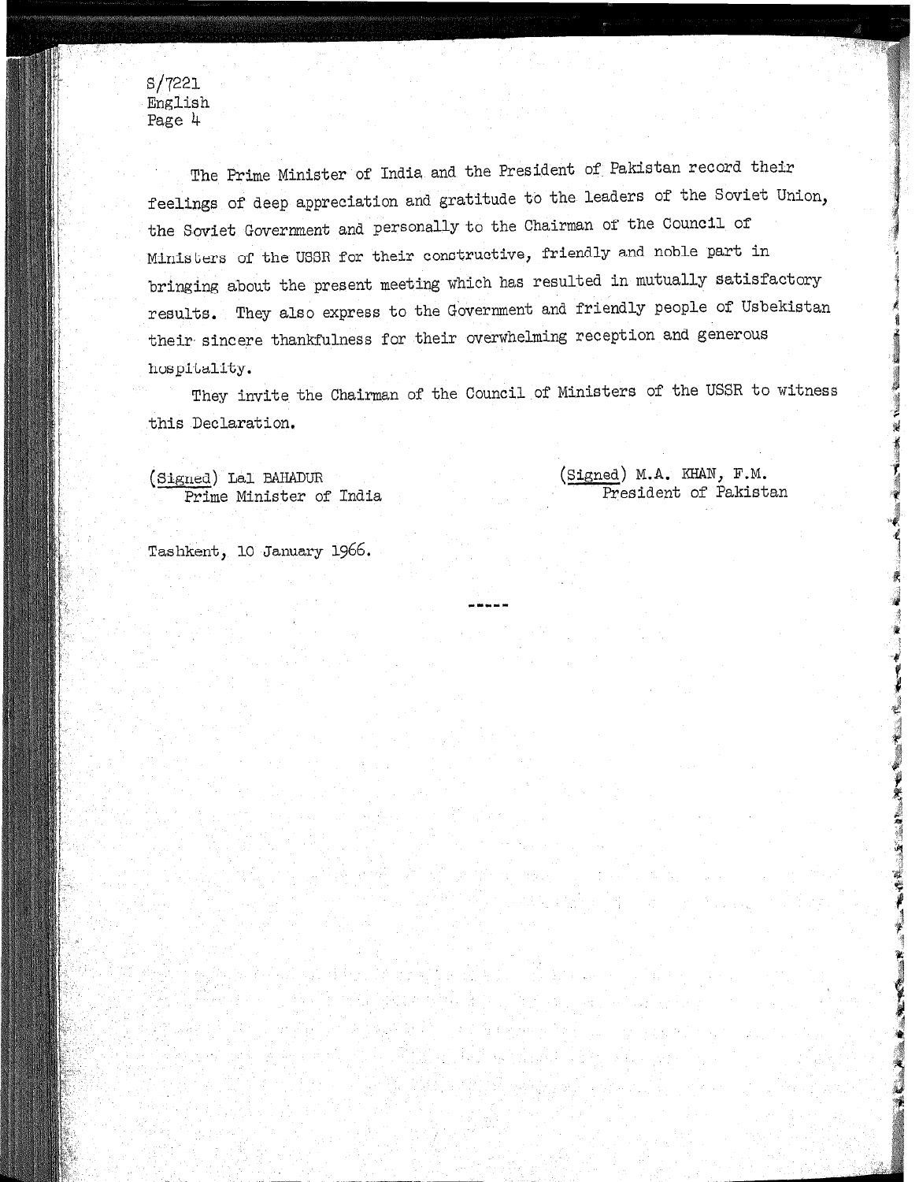The Prime Minister of India and the President of Pakistan record their feelings of deep appreciation and gratitude to the leaders of the Soviet Union, the Soviet Government and personally to the Chairman of the Council of Ministers of the USSR for their constructive, friendly and noble part in bringing about the present meeting which has resulted in mutually satisfactory results. They also express to the Government and friendly people of Usbekistan their sincere thankfulness for their overwhelming reception and generous hospitality.

They invite the Chairman of the Council of Ministers of the USSR to witness this Declaration.

(Signed) Lal BAHADUR
Prime Minister of India

(Signed) M.A. KHAN, F.M.
President of Pakistan

Tashkent, 10 January 1966.

-----